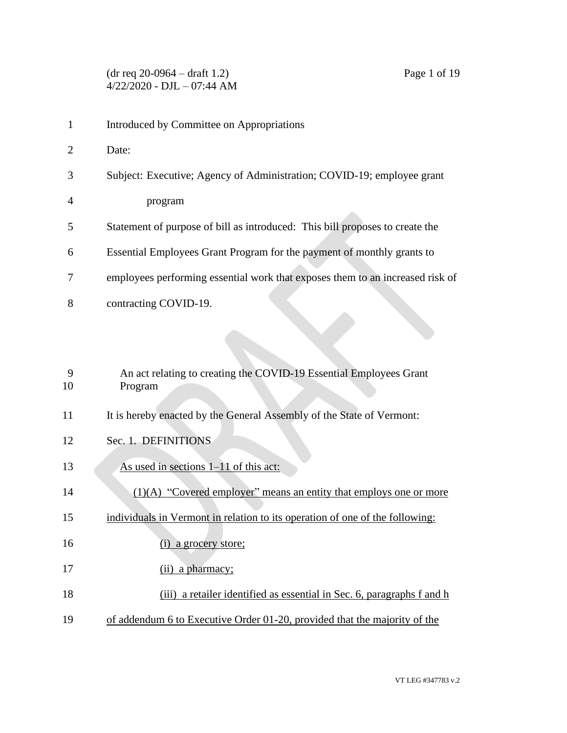(dr req 20-0964 – draft 1.2)
4/22/2020 - DJL – 07:44 AM

Introduced by Committee on Appropriations

Date:

Subject: Executive; Agency of Administration; COVID-19; employee grant program

Statement of purpose of bill as introduced: This bill proposes to create the Essential Employees Grant Program for the payment of monthly grants to employees performing essential work that exposes them to an increased risk of contracting COVID-19.

An act relating to creating the COVID-19 Essential Employees Grant Program

It is hereby enacted by the General Assembly of the State of Vermont:

Sec. 1. DEFINITIONS

As used in sections 1–11 of this act:

(1)(A) "Covered employer" means an entity that employs one or more individuals in Vermont in relation to its operation of one of the following:

(i) a grocery store;

(ii) a pharmacy;

(iii) a retailer identified as essential in Sec. 6, paragraphs f and h of addendum 6 to Executive Order 01-20, provided that the majority of the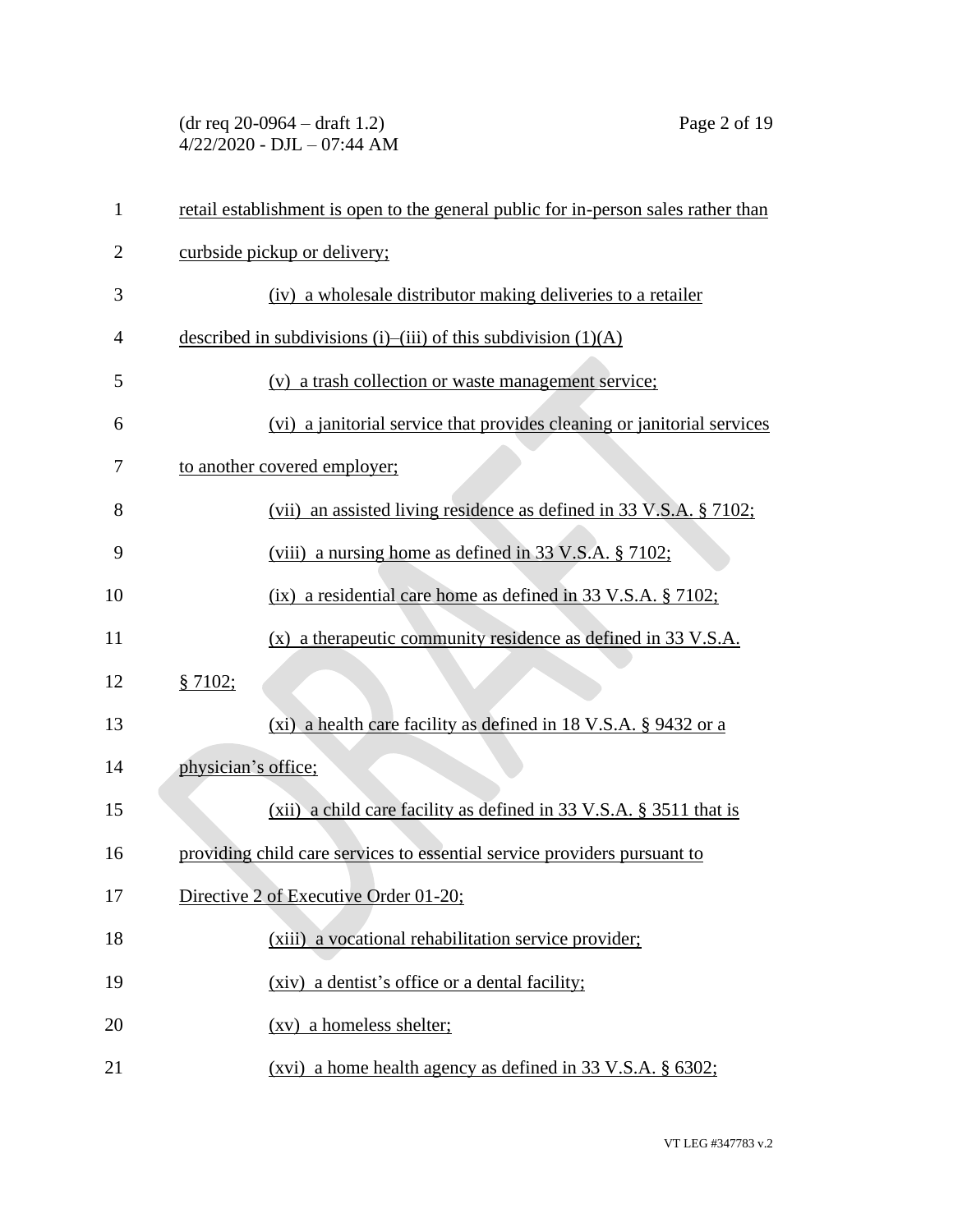retail establishment is open to the general public for in-person sales rather than curbside pickup or delivery;

(iv) a wholesale distributor making deliveries to a retailer described in subdivisions (i)–(iii) of this subdivision (1)(A)

(v) a trash collection or waste management service;

(vi) a janitorial service that provides cleaning or janitorial services to another covered employer;

(vii) an assisted living residence as defined in 33 V.S.A. § 7102;

(viii) a nursing home as defined in 33 V.S.A. § 7102;

(ix) a residential care home as defined in 33 V.S.A. § 7102;

(x) a therapeutic community residence as defined in 33 V.S.A. § 7102;

(xi) a health care facility as defined in 18 V.S.A. § 9432 or a physician's office;

(xii) a child care facility as defined in 33 V.S.A. § 3511 that is providing child care services to essential service providers pursuant to Directive 2 of Executive Order 01-20;

(xiii) a vocational rehabilitation service provider;

(xiv) a dentist's office or a dental facility;

(xv) a homeless shelter;

(xvi) a home health agency as defined in 33 V.S.A. § 6302;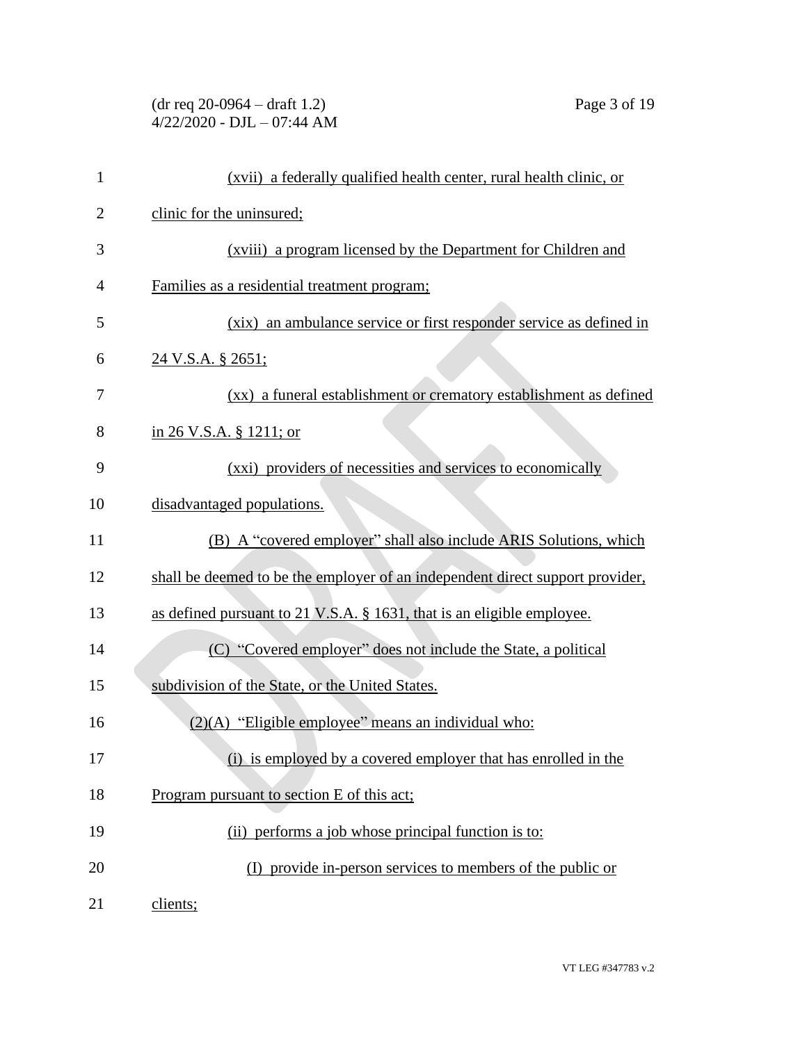(xvii) a federally qualified health center, rural health clinic, or clinic for the uninsured;

(xviii) a program licensed by the Department for Children and Families as a residential treatment program;

(xix) an ambulance service or first responder service as defined in 24 V.S.A. § 2651;

(xx) a funeral establishment or crematory establishment as defined in 26 V.S.A. § 1211; or

(xxi) providers of necessities and services to economically disadvantaged populations.

(B) A "covered employer" shall also include ARIS Solutions, which shall be deemed to be the employer of an independent direct support provider, as defined pursuant to 21 V.S.A. § 1631, that is an eligible employee.

(C) "Covered employer" does not include the State, a political subdivision of the State, or the United States.

(2)(A) "Eligible employee" means an individual who:

(i) is employed by a covered employer that has enrolled in the Program pursuant to section E of this act;

(ii) performs a job whose principal function is to:

(I) provide in-person services to members of the public or clients;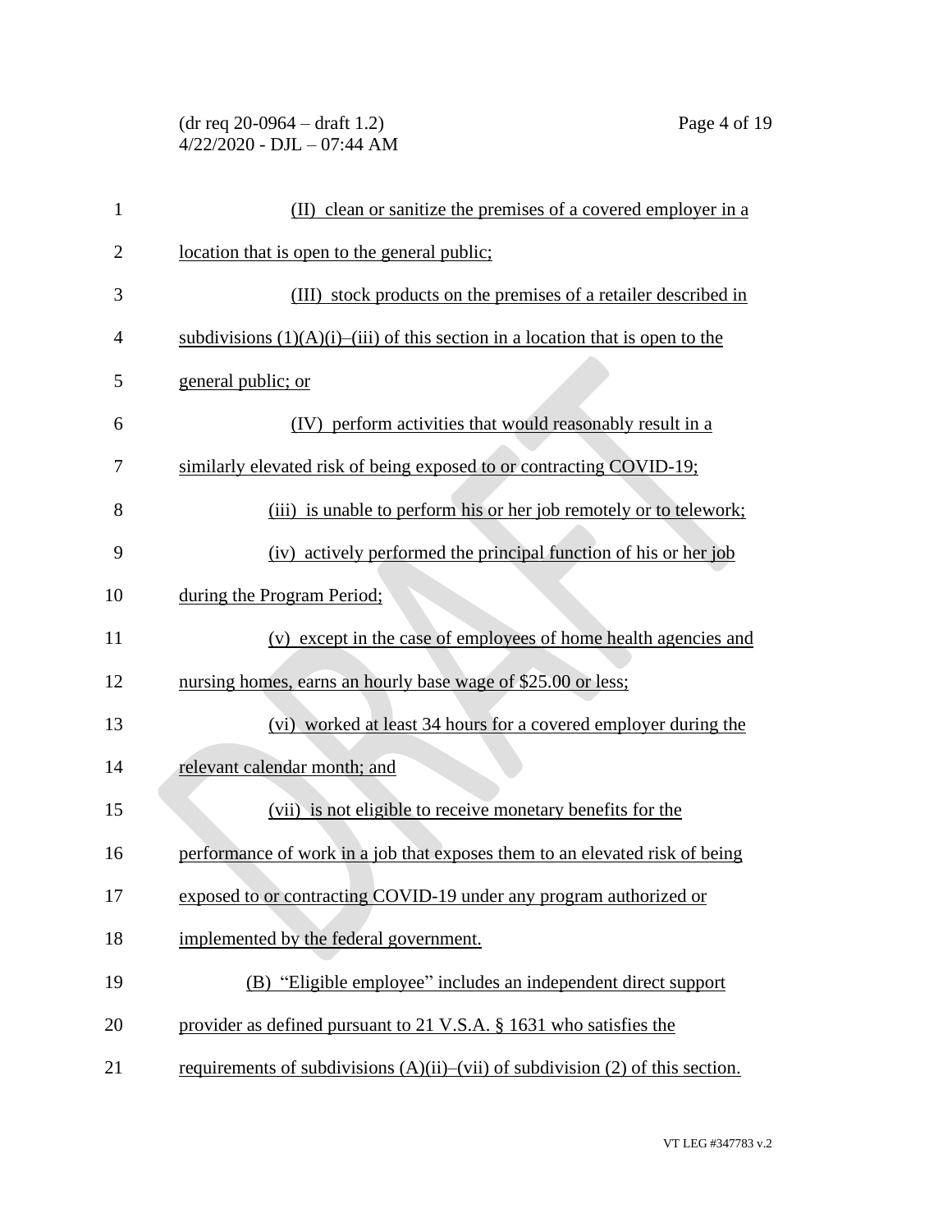(II) clean or sanitize the premises of a covered employer in a location that is open to the general public;

(III) stock products on the premises of a retailer described in subdivisions (1)(A)(i)–(iii) of this section in a location that is open to the general public; or

(IV) perform activities that would reasonably result in a similarly elevated risk of being exposed to or contracting COVID-19;

(iii) is unable to perform his or her job remotely or to telework;

(iv) actively performed the principal function of his or her job during the Program Period;

(v) except in the case of employees of home health agencies and nursing homes, earns an hourly base wage of $25.00 or less;

(vi) worked at least 34 hours for a covered employer during the relevant calendar month; and

(vii) is not eligible to receive monetary benefits for the performance of work in a job that exposes them to an elevated risk of being exposed to or contracting COVID-19 under any program authorized or implemented by the federal government.

(B) "Eligible employee" includes an independent direct support provider as defined pursuant to 21 V.S.A. § 1631 who satisfies the requirements of subdivisions (A)(ii)–(vii) of subdivision (2) of this section.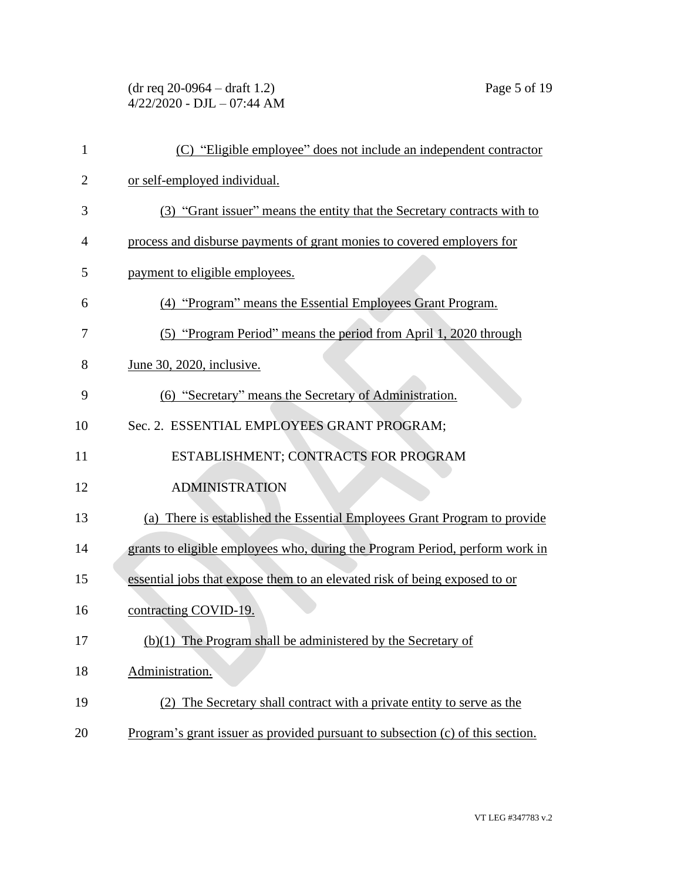(C) "Eligible employee" does not include an independent contractor or self-employed individual.

(3) "Grant issuer" means the entity that the Secretary contracts with to process and disburse payments of grant monies to covered employers for payment to eligible employees.

(4) "Program" means the Essential Employees Grant Program.

(5) "Program Period" means the period from April 1, 2020 through June 30, 2020, inclusive.

(6) "Secretary" means the Secretary of Administration.

Sec. 2. ESSENTIAL EMPLOYEES GRANT PROGRAM; ESTABLISHMENT; CONTRACTS FOR PROGRAM ADMINISTRATION

(a) There is established the Essential Employees Grant Program to provide grants to eligible employees who, during the Program Period, perform work in essential jobs that expose them to an elevated risk of being exposed to or contracting COVID-19.

(b)(1) The Program shall be administered by the Secretary of Administration.

(2) The Secretary shall contract with a private entity to serve as the Program's grant issuer as provided pursuant to subsection (c) of this section.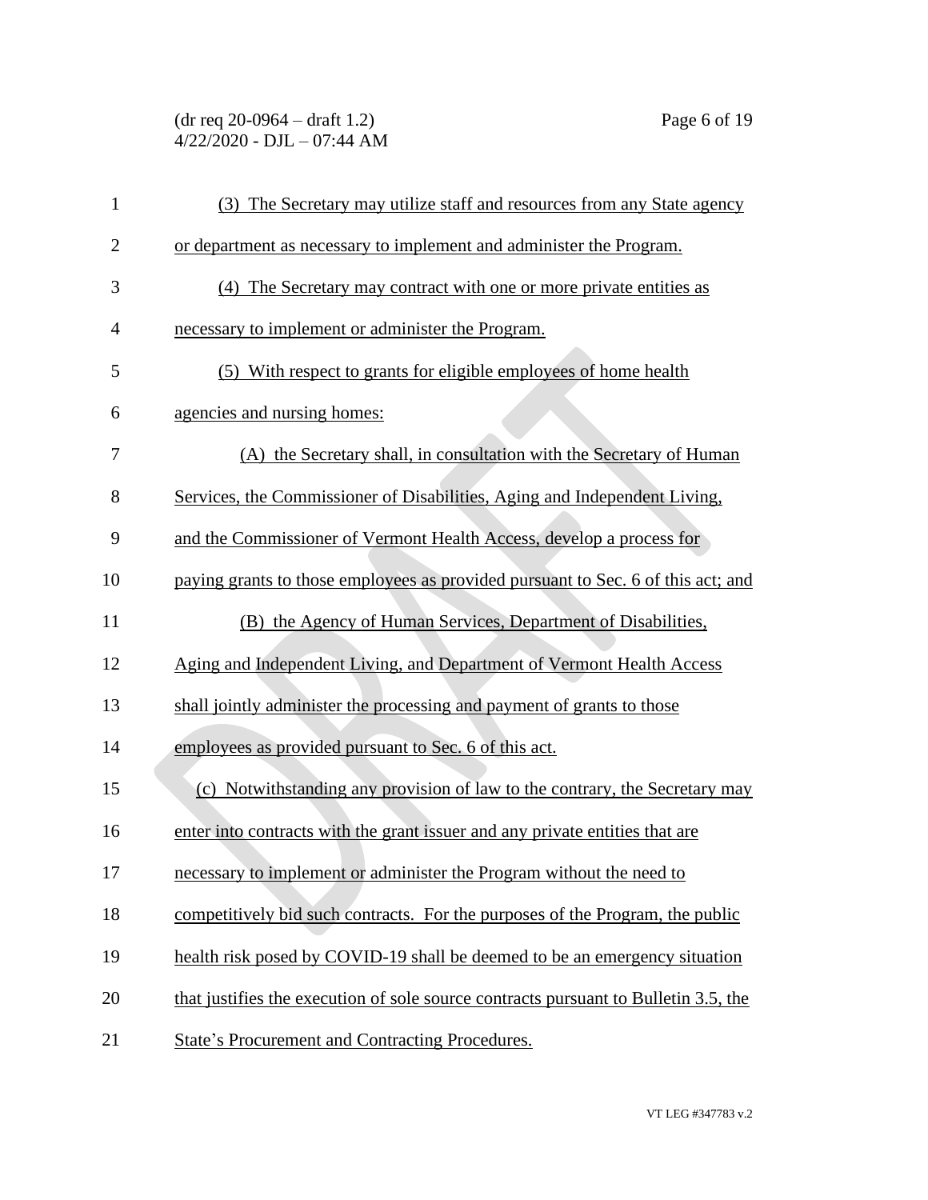(3) The Secretary may utilize staff and resources from any State agency or department as necessary to implement and administer the Program.

(4) The Secretary may contract with one or more private entities as necessary to implement or administer the Program.

(5) With respect to grants for eligible employees of home health agencies and nursing homes:

(A) the Secretary shall, in consultation with the Secretary of Human Services, the Commissioner of Disabilities, Aging and Independent Living, and the Commissioner of Vermont Health Access, develop a process for paying grants to those employees as provided pursuant to Sec. 6 of this act; and

(B) the Agency of Human Services, Department of Disabilities, Aging and Independent Living, and Department of Vermont Health Access shall jointly administer the processing and payment of grants to those employees as provided pursuant to Sec. 6 of this act.

(c) Notwithstanding any provision of law to the contrary, the Secretary may enter into contracts with the grant issuer and any private entities that are necessary to implement or administer the Program without the need to competitively bid such contracts. For the purposes of the Program, the public health risk posed by COVID-19 shall be deemed to be an emergency situation that justifies the execution of sole source contracts pursuant to Bulletin 3.5, the State's Procurement and Contracting Procedures.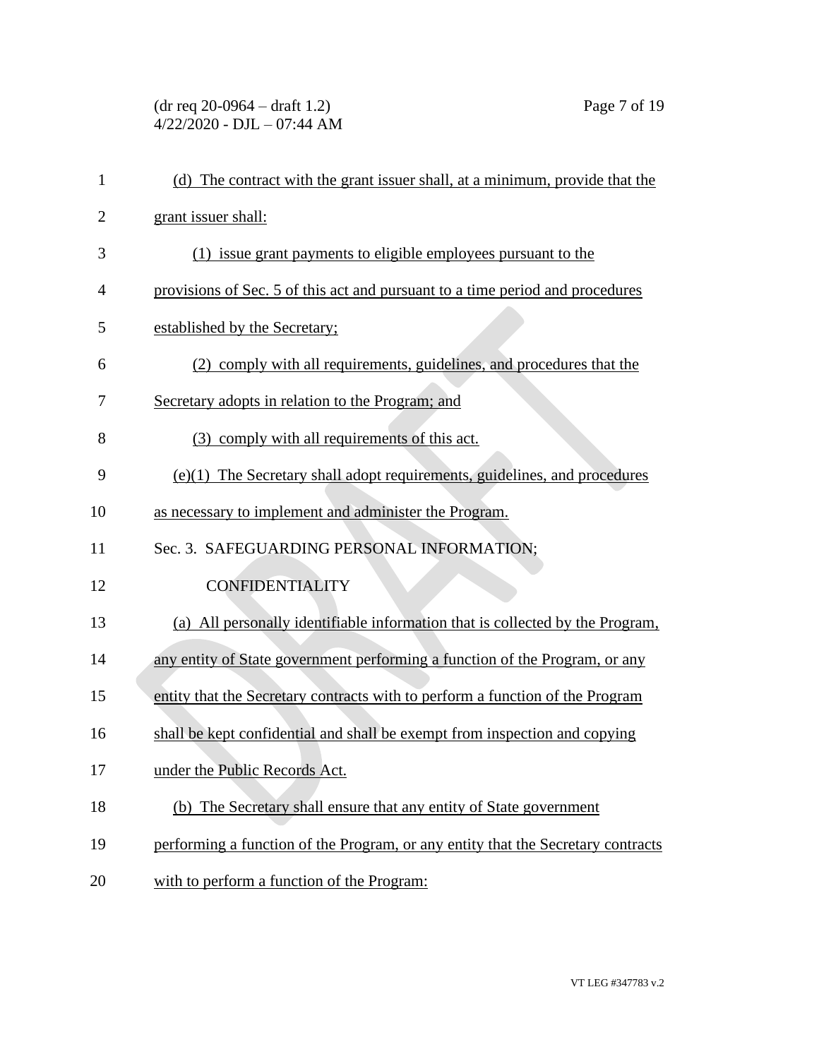(d) The contract with the grant issuer shall, at a minimum, provide that the grant issuer shall:

(1) issue grant payments to eligible employees pursuant to the provisions of Sec. 5 of this act and pursuant to a time period and procedures established by the Secretary;

(2) comply with all requirements, guidelines, and procedures that the Secretary adopts in relation to the Program; and

(3) comply with all requirements of this act.

(e)(1) The Secretary shall adopt requirements, guidelines, and procedures as necessary to implement and administer the Program.

Sec. 3. SAFEGUARDING PERSONAL INFORMATION; CONFIDENTIALITY

(a) All personally identifiable information that is collected by the Program, any entity of State government performing a function of the Program, or any entity that the Secretary contracts with to perform a function of the Program shall be kept confidential and shall be exempt from inspection and copying under the Public Records Act.

(b) The Secretary shall ensure that any entity of State government performing a function of the Program, or any entity that the Secretary contracts with to perform a function of the Program: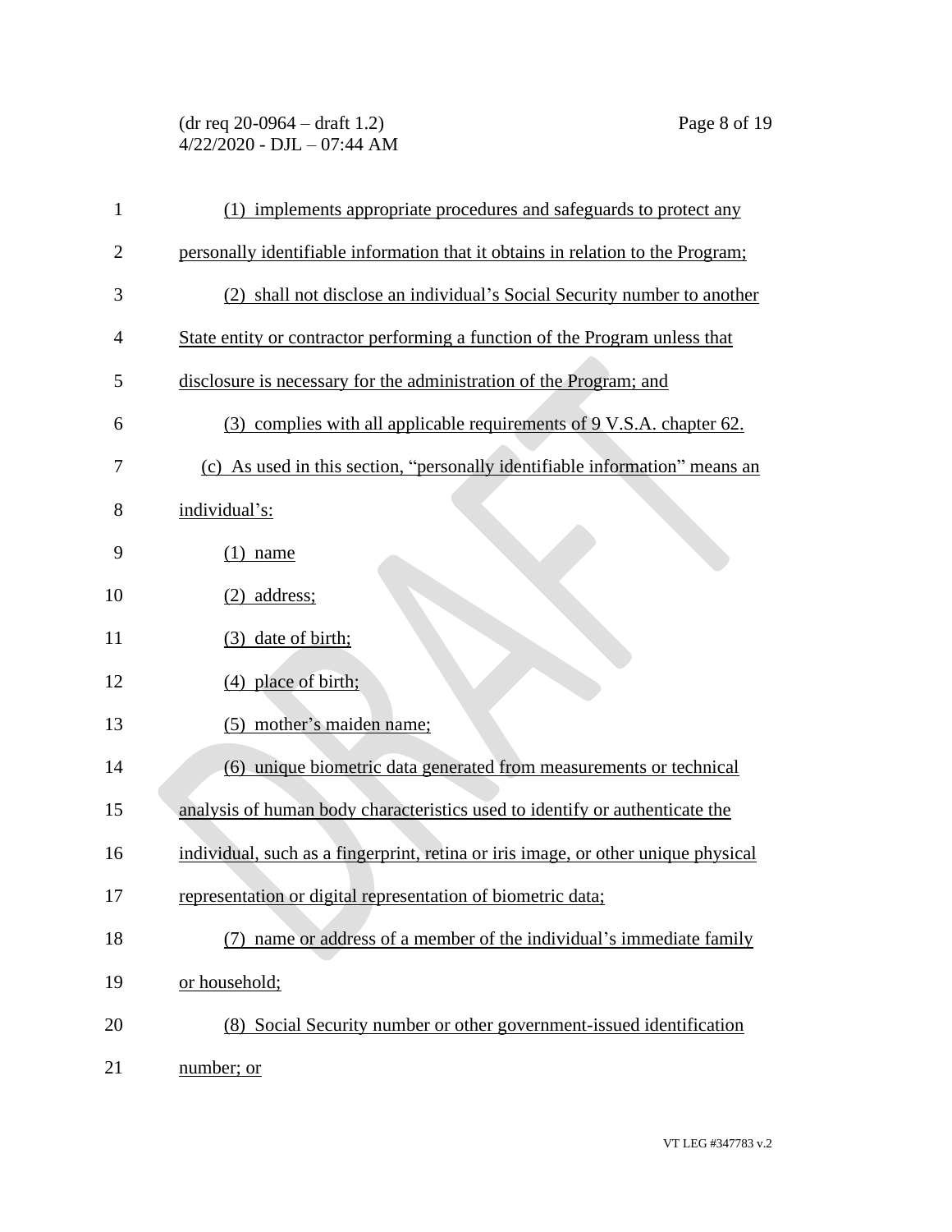(1) implements appropriate procedures and safeguards to protect any personally identifiable information that it obtains in relation to the Program;

(2) shall not disclose an individual's Social Security number to another State entity or contractor performing a function of the Program unless that disclosure is necessary for the administration of the Program; and

(3) complies with all applicable requirements of 9 V.S.A. chapter 62.

(c) As used in this section, "personally identifiable information" means an individual's:

(1) name

(2) address;

(3) date of birth;

(4) place of birth;

(5) mother's maiden name;

(6) unique biometric data generated from measurements or technical analysis of human body characteristics used to identify or authenticate the individual, such as a fingerprint, retina or iris image, or other unique physical representation or digital representation of biometric data;

(7) name or address of a member of the individual's immediate family or household;

(8) Social Security number or other government-issued identification number; or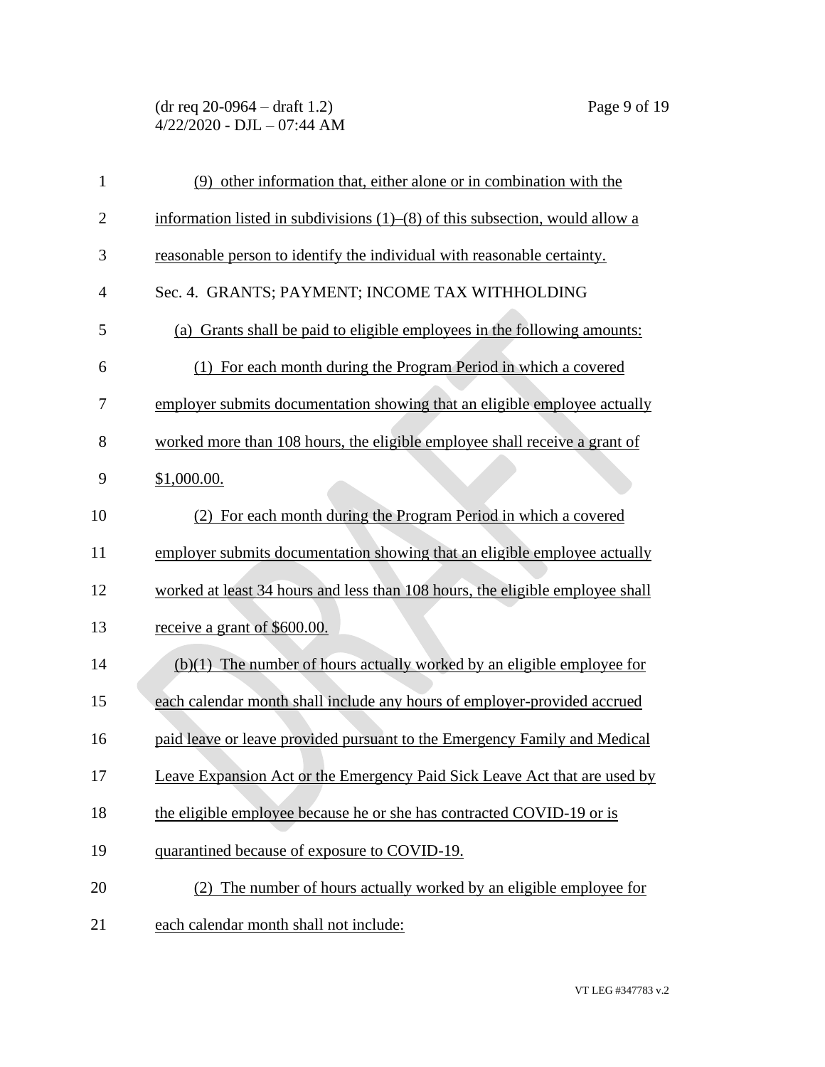(9) other information that, either alone or in combination with the information listed in subdivisions (1)–(8) of this subsection, would allow a reasonable person to identify the individual with reasonable certainty.

Sec. 4. GRANTS; PAYMENT; INCOME TAX WITHHOLDING

(a) Grants shall be paid to eligible employees in the following amounts:

(1) For each month during the Program Period in which a covered employer submits documentation showing that an eligible employee actually worked more than 108 hours, the eligible employee shall receive a grant of $1,000.00.

(2) For each month during the Program Period in which a covered employer submits documentation showing that an eligible employee actually worked at least 34 hours and less than 108 hours, the eligible employee shall receive a grant of $600.00.

(b)(1) The number of hours actually worked by an eligible employee for each calendar month shall include any hours of employer-provided accrued paid leave or leave provided pursuant to the Emergency Family and Medical Leave Expansion Act or the Emergency Paid Sick Leave Act that are used by the eligible employee because he or she has contracted COVID-19 or is quarantined because of exposure to COVID-19.

(2) The number of hours actually worked by an eligible employee for each calendar month shall not include: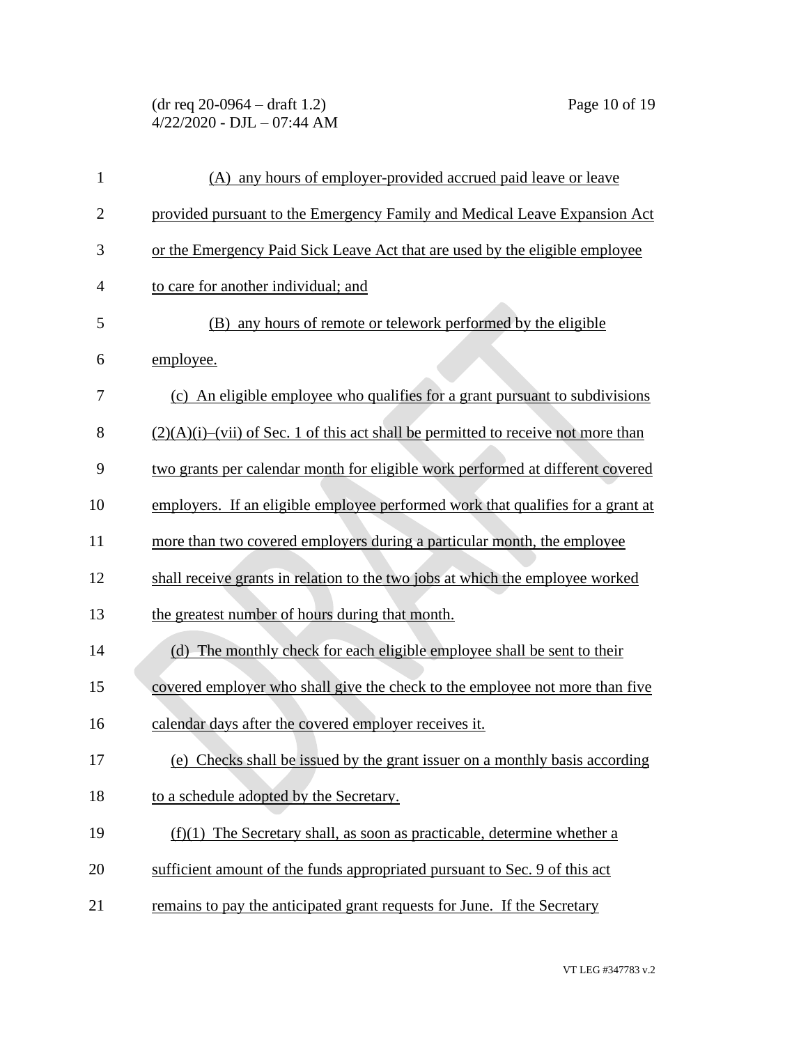(A) any hours of employer-provided accrued paid leave or leave provided pursuant to the Emergency Family and Medical Leave Expansion Act or the Emergency Paid Sick Leave Act that are used by the eligible employee to care for another individual; and

(B) any hours of remote or telework performed by the eligible employee.

(c) An eligible employee who qualifies for a grant pursuant to subdivisions (2)(A)(i)–(vii) of Sec. 1 of this act shall be permitted to receive not more than two grants per calendar month for eligible work performed at different covered employers. If an eligible employee performed work that qualifies for a grant at more than two covered employers during a particular month, the employee shall receive grants in relation to the two jobs at which the employee worked the greatest number of hours during that month.

(d) The monthly check for each eligible employee shall be sent to their covered employer who shall give the check to the employee not more than five calendar days after the covered employer receives it.

(e) Checks shall be issued by the grant issuer on a monthly basis according to a schedule adopted by the Secretary.

(f)(1) The Secretary shall, as soon as practicable, determine whether a sufficient amount of the funds appropriated pursuant to Sec. 9 of this act remains to pay the anticipated grant requests for June. If the Secretary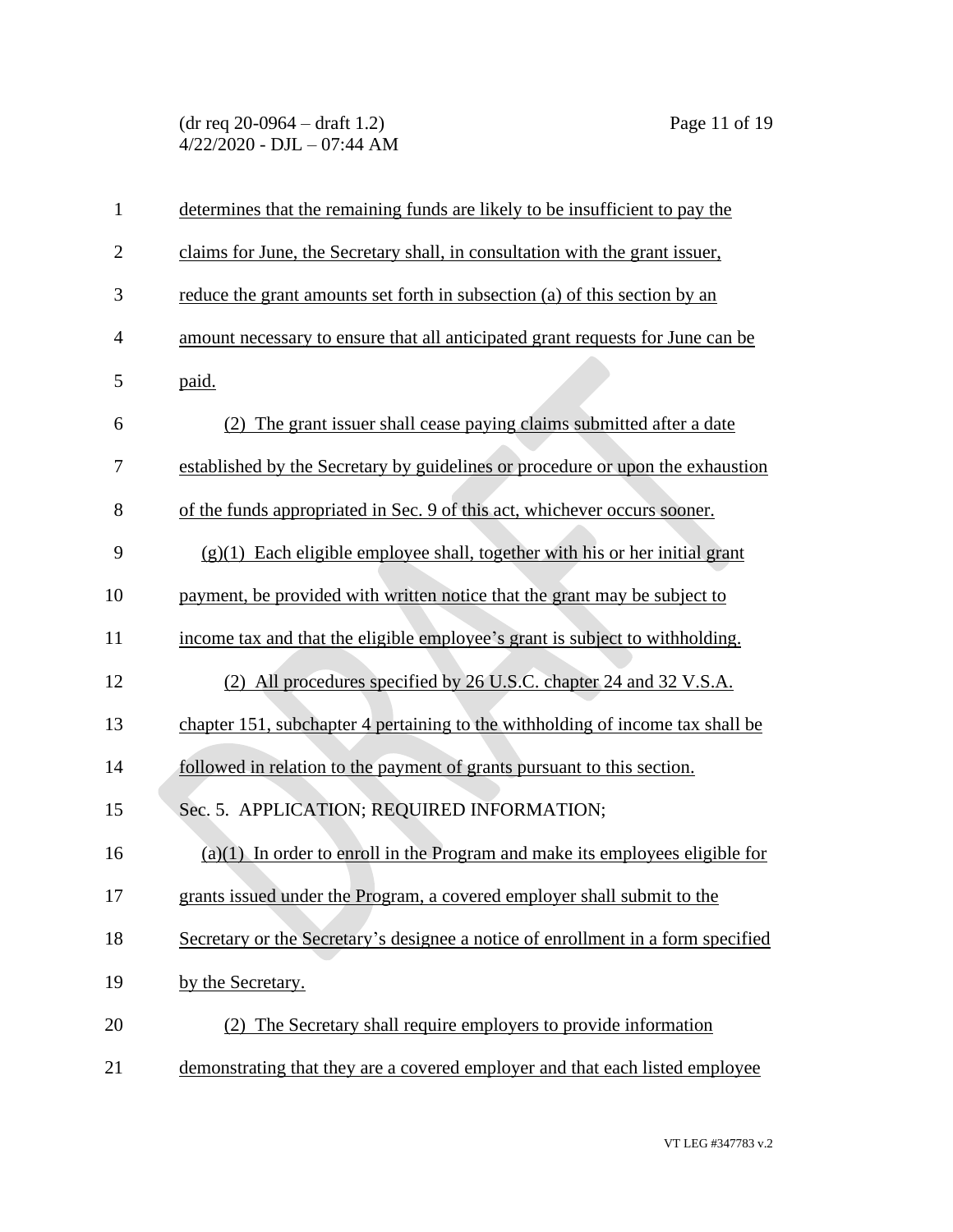determines that the remaining funds are likely to be insufficient to pay the claims for June, the Secretary shall, in consultation with the grant issuer, reduce the grant amounts set forth in subsection (a) of this section by an amount necessary to ensure that all anticipated grant requests for June can be paid.

(2) The grant issuer shall cease paying claims submitted after a date established by the Secretary by guidelines or procedure or upon the exhaustion of the funds appropriated in Sec. 9 of this act, whichever occurs sooner.

(g)(1) Each eligible employee shall, together with his or her initial grant payment, be provided with written notice that the grant may be subject to income tax and that the eligible employee's grant is subject to withholding.

(2) All procedures specified by 26 U.S.C. chapter 24 and 32 V.S.A. chapter 151, subchapter 4 pertaining to the withholding of income tax shall be followed in relation to the payment of grants pursuant to this section.

Sec. 5. APPLICATION; REQUIRED INFORMATION;

(a)(1) In order to enroll in the Program and make its employees eligible for grants issued under the Program, a covered employer shall submit to the Secretary or the Secretary's designee a notice of enrollment in a form specified by the Secretary.

(2) The Secretary shall require employers to provide information demonstrating that they are a covered employer and that each listed employee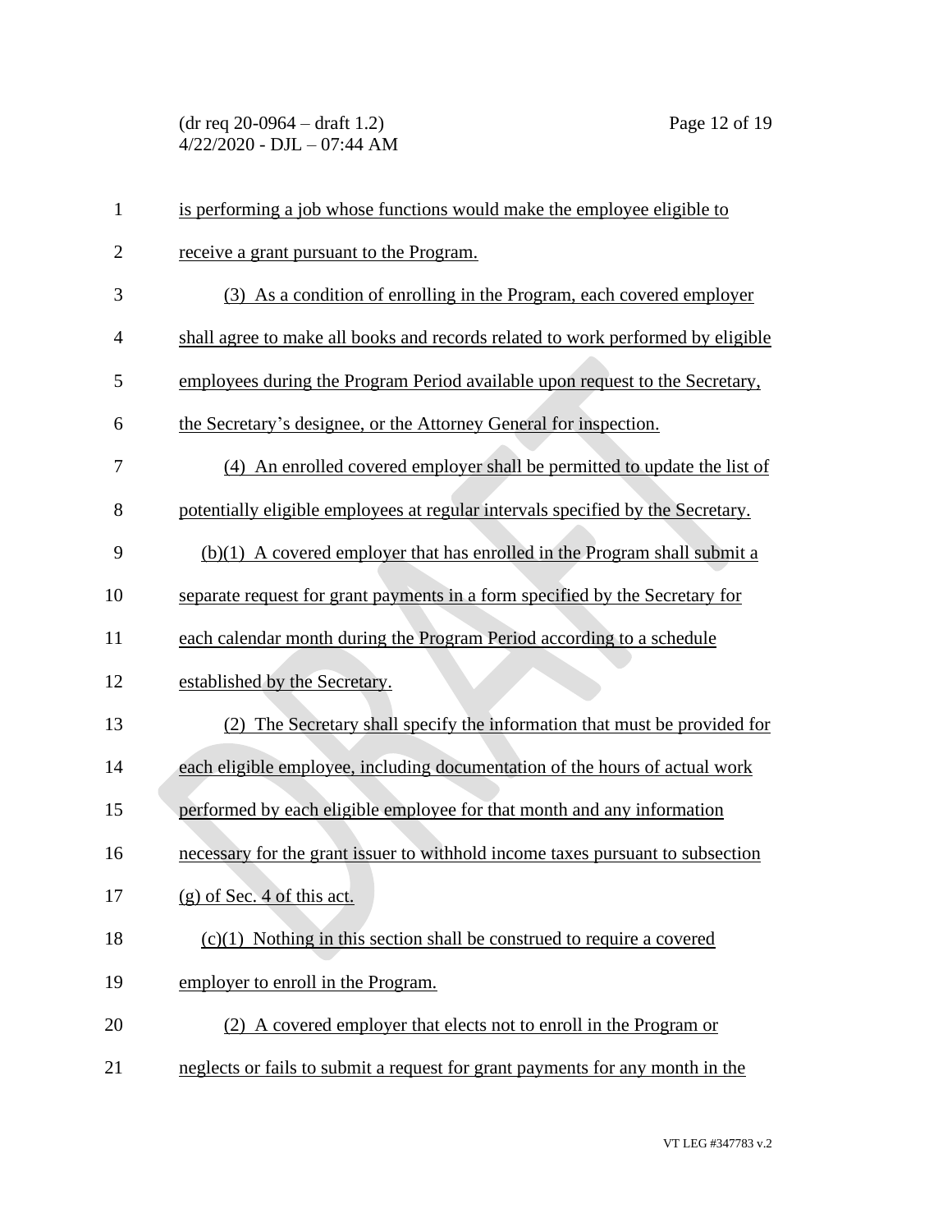is performing a job whose functions would make the employee eligible to receive a grant pursuant to the Program.

(3) As a condition of enrolling in the Program, each covered employer shall agree to make all books and records related to work performed by eligible employees during the Program Period available upon request to the Secretary, the Secretary's designee, or the Attorney General for inspection.

(4) An enrolled covered employer shall be permitted to update the list of potentially eligible employees at regular intervals specified by the Secretary.

(b)(1) A covered employer that has enrolled in the Program shall submit a separate request for grant payments in a form specified by the Secretary for each calendar month during the Program Period according to a schedule established by the Secretary.

(2) The Secretary shall specify the information that must be provided for each eligible employee, including documentation of the hours of actual work performed by each eligible employee for that month and any information necessary for the grant issuer to withhold income taxes pursuant to subsection (g) of Sec. 4 of this act.

(c)(1) Nothing in this section shall be construed to require a covered employer to enroll in the Program.

(2) A covered employer that elects not to enroll in the Program or neglects or fails to submit a request for grant payments for any month in the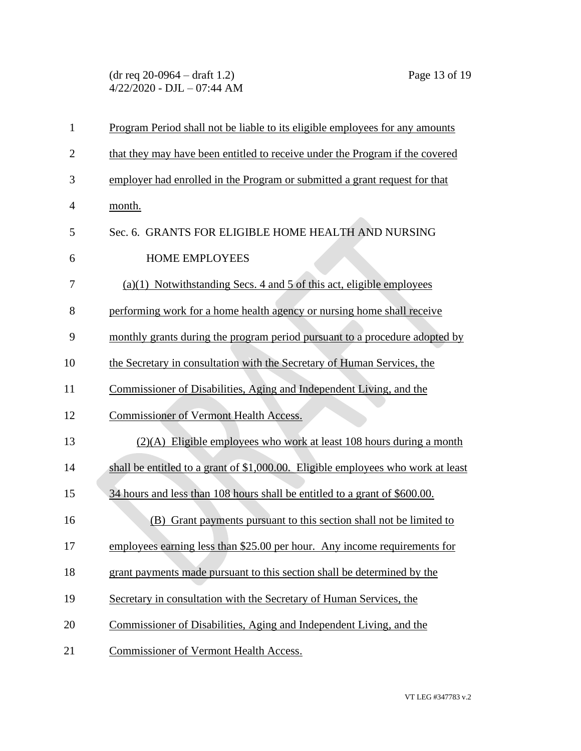Program Period shall not be liable to its eligible employees for any amounts that they may have been entitled to receive under the Program if the covered employer had enrolled in the Program or submitted a grant request for that month.

Sec. 6. GRANTS FOR ELIGIBLE HOME HEALTH AND NURSING HOME EMPLOYEES

(a)(1) Notwithstanding Secs. 4 and 5 of this act, eligible employees performing work for a home health agency or nursing home shall receive monthly grants during the program period pursuant to a procedure adopted by the Secretary in consultation with the Secretary of Human Services, the Commissioner of Disabilities, Aging and Independent Living, and the Commissioner of Vermont Health Access.

(2)(A) Eligible employees who work at least 108 hours during a month shall be entitled to a grant of $1,000.00. Eligible employees who work at least 34 hours and less than 108 hours shall be entitled to a grant of $600.00.

(B) Grant payments pursuant to this section shall not be limited to employees earning less than $25.00 per hour. Any income requirements for grant payments made pursuant to this section shall be determined by the Secretary in consultation with the Secretary of Human Services, the Commissioner of Disabilities, Aging and Independent Living, and the Commissioner of Vermont Health Access.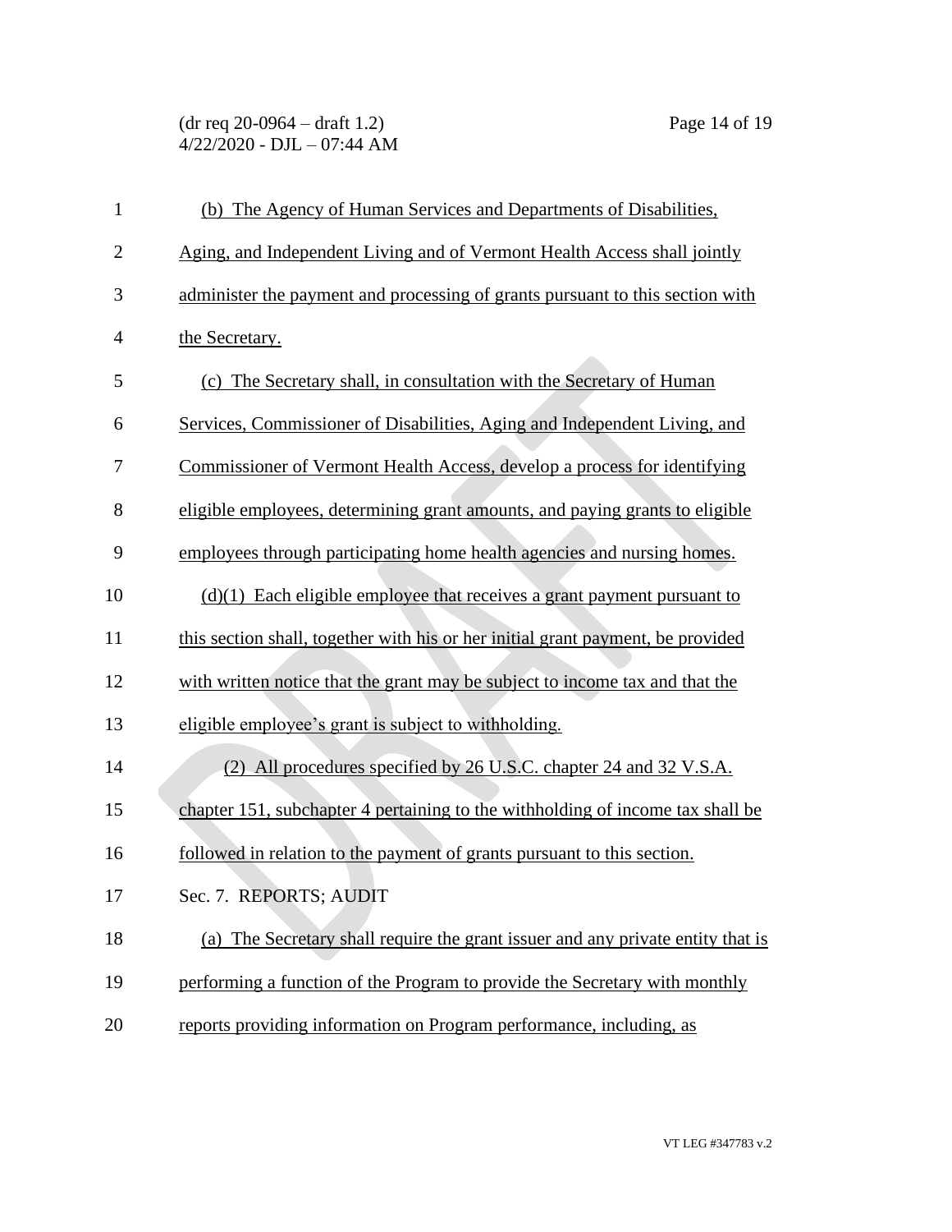(b) The Agency of Human Services and Departments of Disabilities, Aging, and Independent Living and of Vermont Health Access shall jointly administer the payment and processing of grants pursuant to this section with the Secretary.

(c) The Secretary shall, in consultation with the Secretary of Human Services, Commissioner of Disabilities, Aging and Independent Living, and Commissioner of Vermont Health Access, develop a process for identifying eligible employees, determining grant amounts, and paying grants to eligible employees through participating home health agencies and nursing homes.

(d)(1) Each eligible employee that receives a grant payment pursuant to this section shall, together with his or her initial grant payment, be provided with written notice that the grant may be subject to income tax and that the eligible employee's grant is subject to withholding.

(2) All procedures specified by 26 U.S.C. chapter 24 and 32 V.S.A. chapter 151, subchapter 4 pertaining to the withholding of income tax shall be followed in relation to the payment of grants pursuant to this section.

Sec. 7. REPORTS; AUDIT

(a) The Secretary shall require the grant issuer and any private entity that is performing a function of the Program to provide the Secretary with monthly reports providing information on Program performance, including, as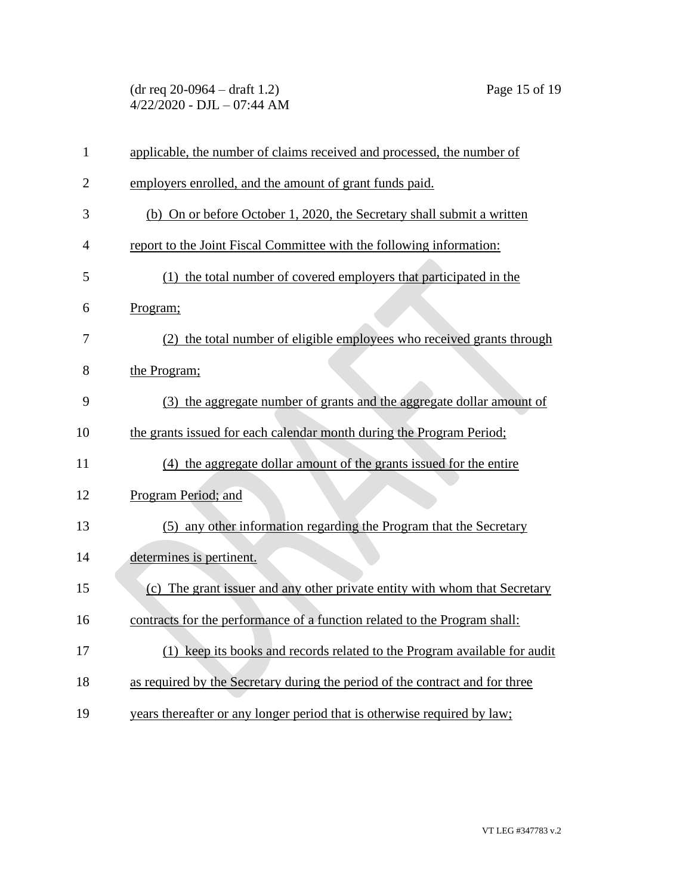applicable, the number of claims received and processed, the number of employers enrolled, and the amount of grant funds paid.

(b) On or before October 1, 2020, the Secretary shall submit a written report to the Joint Fiscal Committee with the following information:

(1) the total number of covered employers that participated in the Program;

(2) the total number of eligible employees who received grants through the Program;

(3) the aggregate number of grants and the aggregate dollar amount of the grants issued for each calendar month during the Program Period;

(4) the aggregate dollar amount of the grants issued for the entire Program Period; and

(5) any other information regarding the Program that the Secretary determines is pertinent.

(c) The grant issuer and any other private entity with whom that Secretary contracts for the performance of a function related to the Program shall:

(1) keep its books and records related to the Program available for audit as required by the Secretary during the period of the contract and for three years thereafter or any longer period that is otherwise required by law;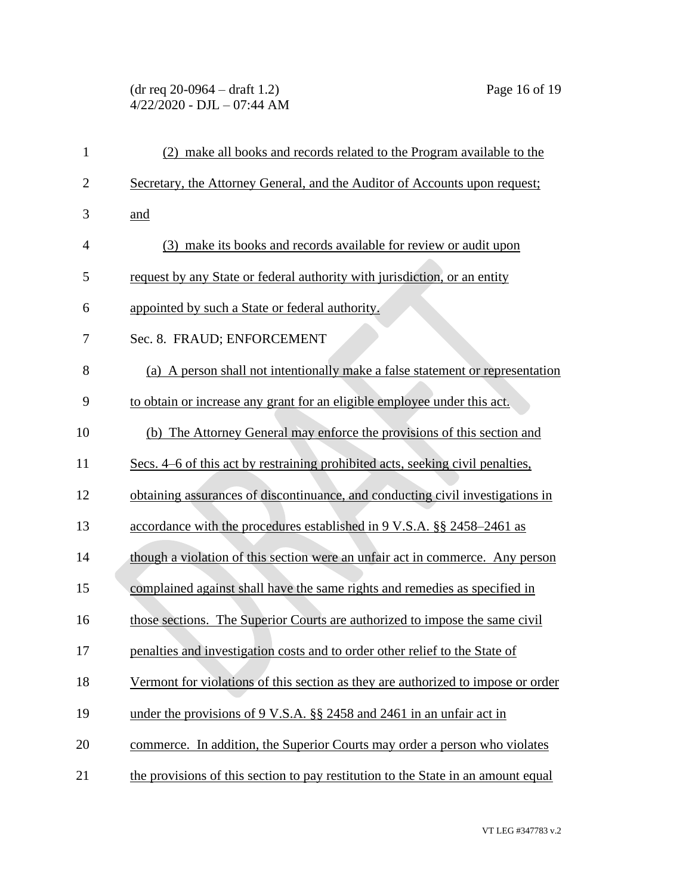(2) make all books and records related to the Program available to the Secretary, the Attorney General, and the Auditor of Accounts upon request; and

(3) make its books and records available for review or audit upon request by any State or federal authority with jurisdiction, or an entity appointed by such a State or federal authority.

Sec. 8. FRAUD; ENFORCEMENT

(a) A person shall not intentionally make a false statement or representation to obtain or increase any grant for an eligible employee under this act.

(b) The Attorney General may enforce the provisions of this section and Secs. 4–6 of this act by restraining prohibited acts, seeking civil penalties, obtaining assurances of discontinuance, and conducting civil investigations in accordance with the procedures established in 9 V.S.A. §§ 2458–2461 as though a violation of this section were an unfair act in commerce. Any person complained against shall have the same rights and remedies as specified in those sections. The Superior Courts are authorized to impose the same civil penalties and investigation costs and to order other relief to the State of Vermont for violations of this section as they are authorized to impose or order under the provisions of 9 V.S.A. §§ 2458 and 2461 in an unfair act in commerce. In addition, the Superior Courts may order a person who violates the provisions of this section to pay restitution to the State in an amount equal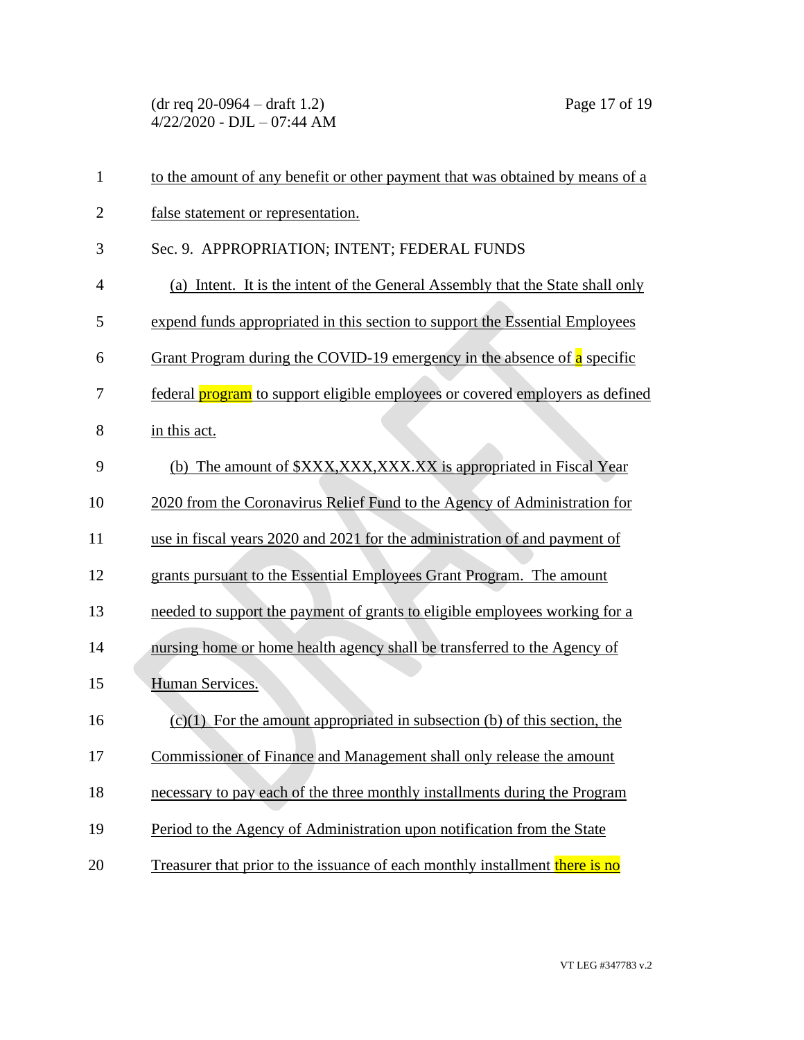to the amount of any benefit or other payment that was obtained by means of a false statement or representation.

Sec. 9. APPROPRIATION; INTENT; FEDERAL FUNDS

(a) Intent. It is the intent of the General Assembly that the State shall only expend funds appropriated in this section to support the Essential Employees Grant Program during the COVID-19 emergency in the absence of a specific federal program to support eligible employees or covered employers as defined in this act.

(b) The amount of $XXX,XXX,XXX.XX is appropriated in Fiscal Year 2020 from the Coronavirus Relief Fund to the Agency of Administration for use in fiscal years 2020 and 2021 for the administration of and payment of grants pursuant to the Essential Employees Grant Program. The amount needed to support the payment of grants to eligible employees working for a nursing home or home health agency shall be transferred to the Agency of Human Services.

(c)(1) For the amount appropriated in subsection (b) of this section, the Commissioner of Finance and Management shall only release the amount necessary to pay each of the three monthly installments during the Program Period to the Agency of Administration upon notification from the State Treasurer that prior to the issuance of each monthly installment there is no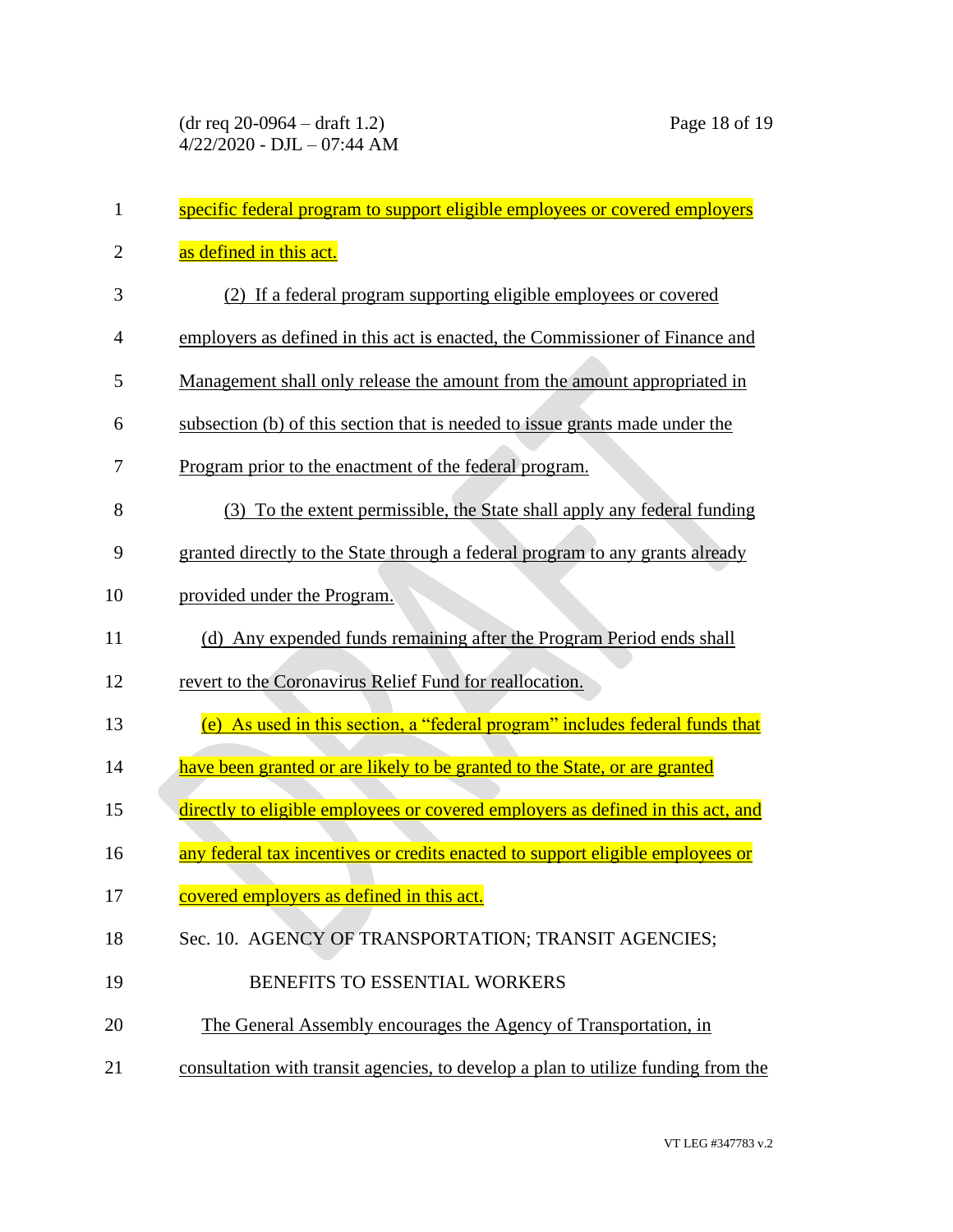specific federal program to support eligible employees or covered employers as defined in this act.

(2) If a federal program supporting eligible employees or covered employers as defined in this act is enacted, the Commissioner of Finance and Management shall only release the amount from the amount appropriated in subsection (b) of this section that is needed to issue grants made under the Program prior to the enactment of the federal program.

(3) To the extent permissible, the State shall apply any federal funding granted directly to the State through a federal program to any grants already provided under the Program.

(d) Any expended funds remaining after the Program Period ends shall revert to the Coronavirus Relief Fund for reallocation.

(e) As used in this section, a "federal program" includes federal funds that have been granted or are likely to be granted to the State, or are granted directly to eligible employees or covered employers as defined in this act, and any federal tax incentives or credits enacted to support eligible employees or covered employers as defined in this act.

Sec. 10. AGENCY OF TRANSPORTATION; TRANSIT AGENCIES; BENEFITS TO ESSENTIAL WORKERS

The General Assembly encourages the Agency of Transportation, in consultation with transit agencies, to develop a plan to utilize funding from the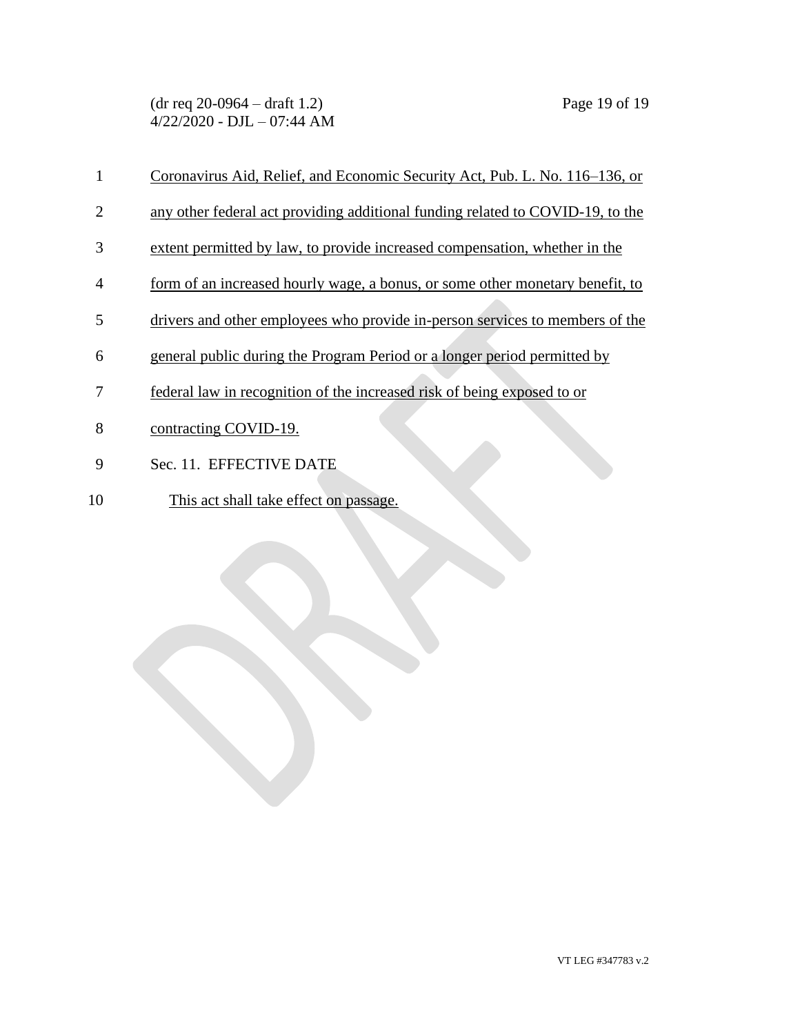Coronavirus Aid, Relief, and Economic Security Act, Pub. L. No. 116–136, or any other federal act providing additional funding related to COVID-19, to the extent permitted by law, to provide increased compensation, whether in the form of an increased hourly wage, a bonus, or some other monetary benefit, to drivers and other employees who provide in-person services to members of the general public during the Program Period or a longer period permitted by federal law in recognition of the increased risk of being exposed to or contracting COVID-19.

Sec. 11. EFFECTIVE DATE

This act shall take effect on passage.